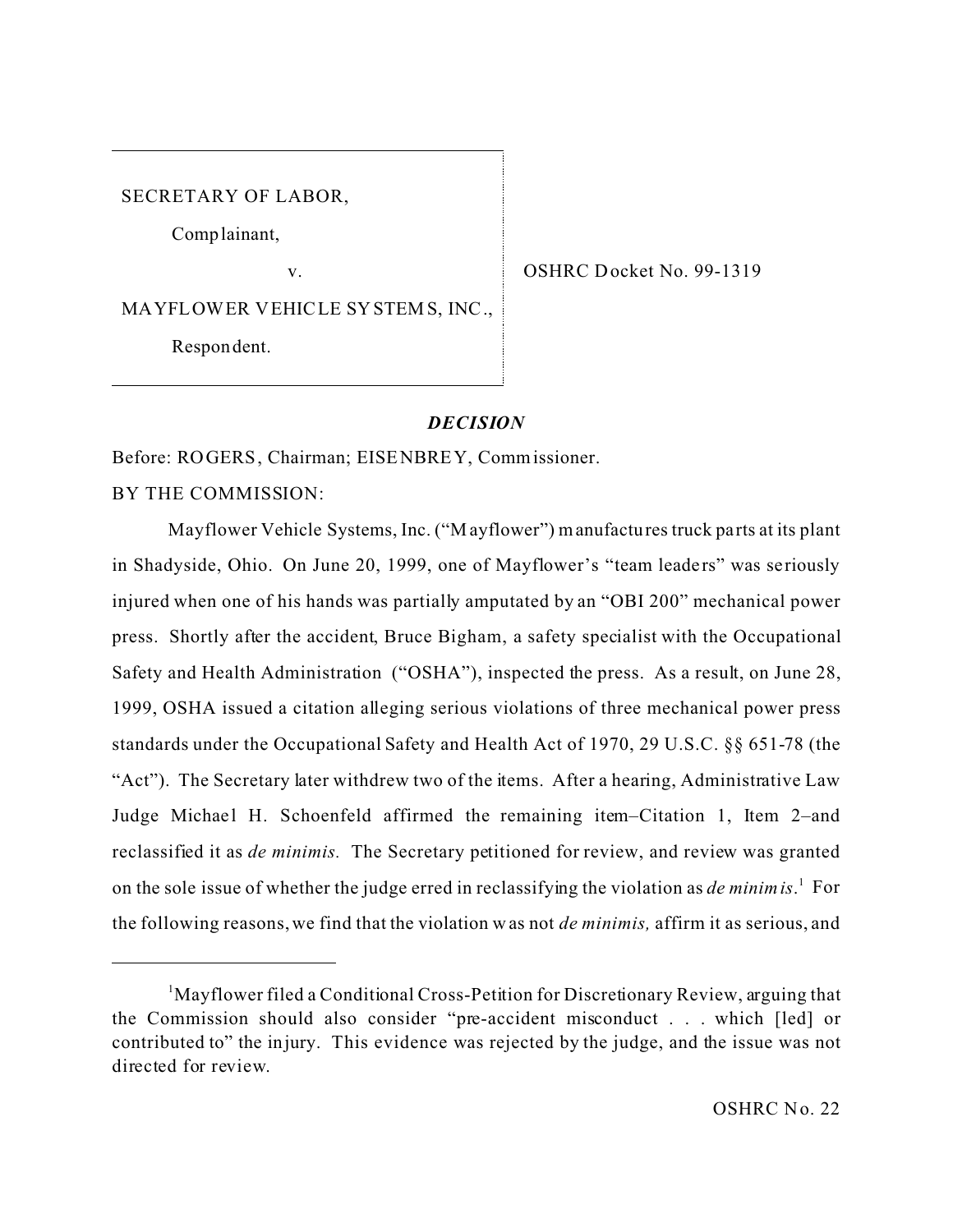| SECRETARY OF LABOR, | |
|---|---|
| Complainant, | |
| v. | OSHRC Docket No. 99-1319 |
| MAYFLOWER VEHICLE SYSTEMS, INC., | |
| Respondent. | |

## *DECISION*

Before: ROGERS, Chairman; EISENBREY, Commissioner.

BY THE COMMISSION:

Mayflower Vehicle Systems, Inc. ("Mayflower") manufactures truck parts at its plant in Shadyside, Ohio. On June 20, 1999, one of Mayflower's "team leaders" was seriously injured when one of his hands was partially amputated by an "OBI 200" mechanical power press. Shortly after the accident, Bruce Bigham, a safety specialist with the Occupational Safety and Health Administration ("OSHA"), inspected the press. As a result, on June 28, 1999, OSHA issued a citation alleging serious violations of three mechanical power press standards under the Occupational Safety and Health Act of 1970, 29 U.S.C. §§ 651-78 (the "Act"). The Secretary later withdrew two of the items. After a hearing, Administrative Law Judge Michael H. Schoenfeld affirmed the remaining item–Citation 1, Item 2–and reclassified it as *de minimis.* The Secretary petitioned for review, and review was granted on the sole issue of whether the judge erred in reclassifying the violation as *de minimis*.[1] For the following reasons, we find that the violation was not *de minimis,* affirm it as serious, and

[1] Mayflower filed a Conditional Cross-Petition for Discretionary Review, arguing that the Commission should also consider "pre-accident misconduct . . . which [led] or contributed to" the injury. This evidence was rejected by the judge, and the issue was not directed for review.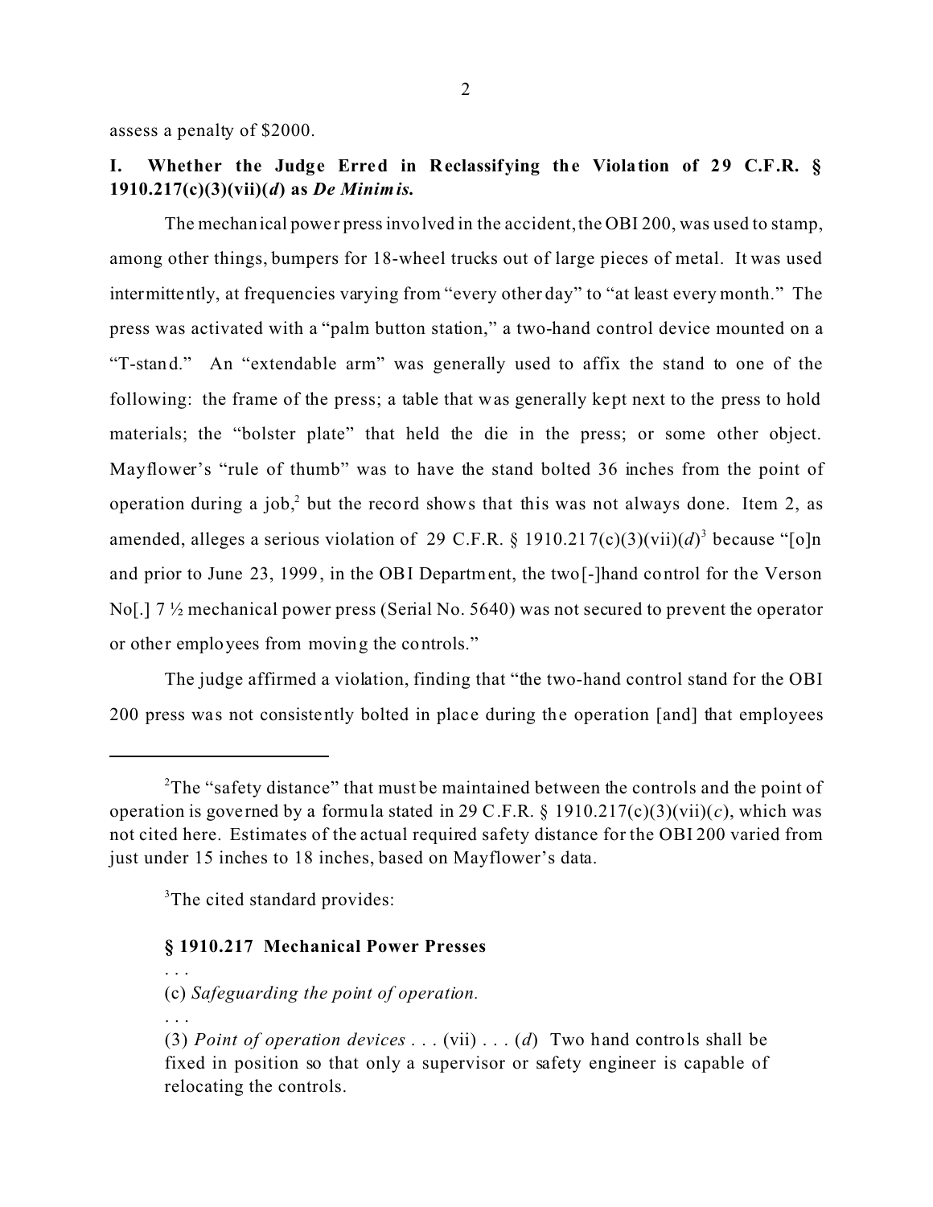assess a penalty of $2000.

## I. Whether the Judge Erred in Reclassifying the Violation of 29 C.F.R. § 1910.217(c)(3)(vii)(*d*) as *De Minimis*.

The mechanical power press involved in the accident, the OBI 200, was used to stamp, among other things, bumpers for 18-wheel trucks out of large pieces of metal. It was used intermittently, at frequencies varying from "every other day" to "at least every month." The press was activated with a "palm button station," a two-hand control device mounted on a "T-stand." An "extendable arm" was generally used to affix the stand to one of the following: the frame of the press; a table that was generally kept next to the press to hold materials; the "bolster plate" that held the die in the press; or some other object. Mayflower's "rule of thumb" was to have the stand bolted 36 inches from the point of operation during a job,[2] but the record shows that this was not always done. Item 2, as amended, alleges a serious violation of 29 C.F.R. § 1910.217(c)(3)(vii)(*d*)[3] because "[o]n and prior to June 23, 1999, in the OBI Department, the two[-]hand control for the Verson No[.] 7 ½ mechanical power press (Serial No. 5640) was not secured to prevent the operator or other employees from moving the controls."

The judge affirmed a violation, finding that "the two-hand control stand for the OBI 200 press was not consistently bolted in place during the operation [and] that employees

---

[2]The "safety distance" that must be maintained between the controls and the point of operation is governed by a formula stated in 29 C.F.R. § 1910.217(c)(3)(vii)(*c*), which was not cited here. Estimates of the actual required safety distance for the OBI 200 varied from just under 15 inches to 18 inches, based on Mayflower's data.

[3]The cited standard provides:

**§ 1910.217 Mechanical Power Presses**

. . .

(c) *Safeguarding the point of operation.*

. . .

(3) *Point of operation devices* . . . (vii) . . . (*d*) Two hand controls shall be fixed in position so that only a supervisor or safety engineer is capable of relocating the controls.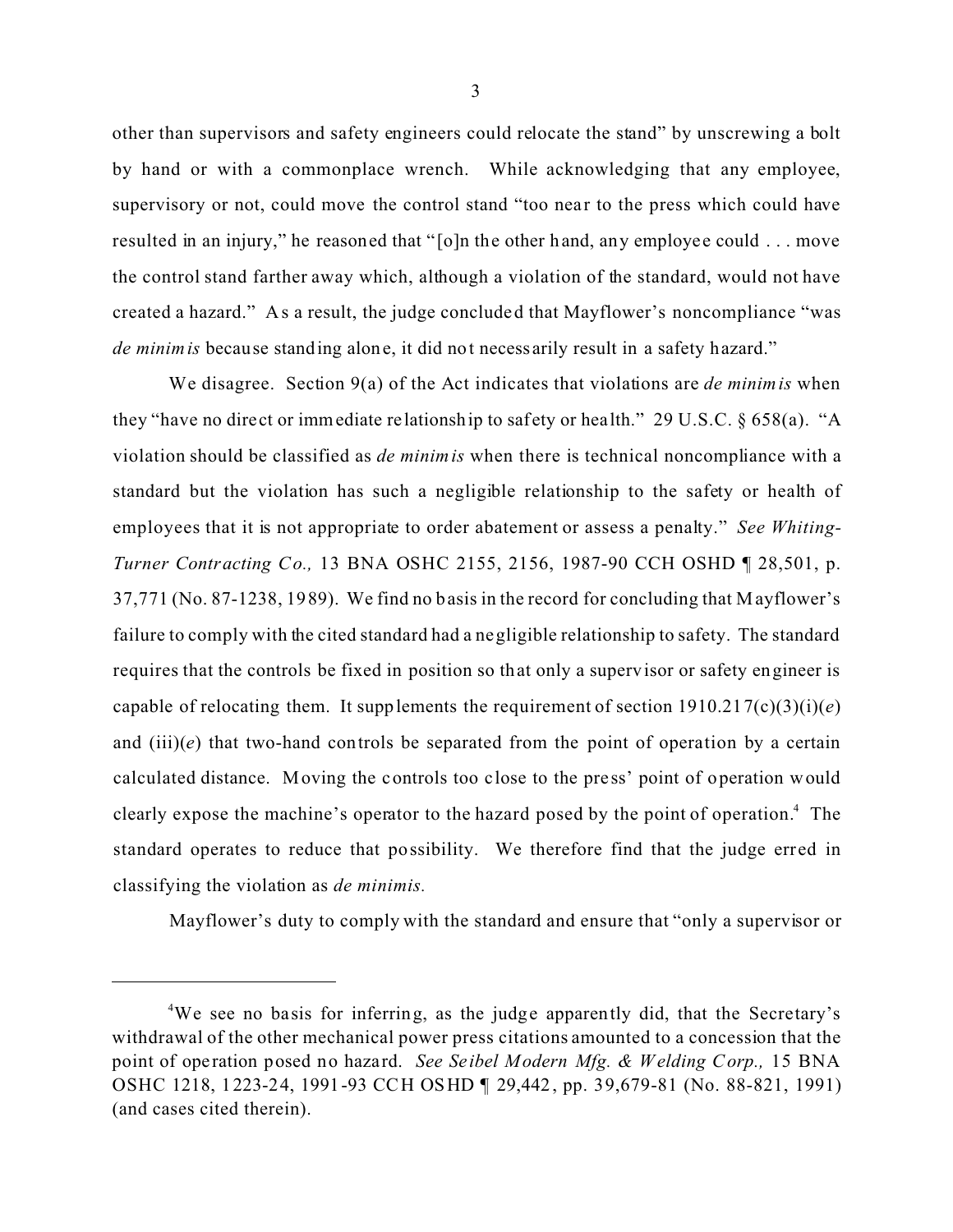other than supervisors and safety engineers could relocate the stand" by unscrewing a bolt by hand or with a commonplace wrench. While acknowledging that any employee, supervisory or not, could move the control stand "too near to the press which could have resulted in an injury," he reasoned that "[o]n the other hand, any employee could . . . move the control stand farther away which, although a violation of the standard, would not have created a hazard." As a result, the judge concluded that Mayflower's noncompliance "was *de minimis* because standing alone, it did not necessarily result in a safety hazard."

We disagree. Section 9(a) of the Act indicates that violations are *de minimis* when they "have no direct or immediate relationship to safety or health." 29 U.S.C. § 658(a). "A violation should be classified as *de minimis* when there is technical noncompliance with a standard but the violation has such a negligible relationship to the safety or health of employees that it is not appropriate to order abatement or assess a penalty." *See Whiting-Turner Contracting Co.,* 13 BNA OSHC 2155, 2156, 1987-90 CCH OSHD ¶ 28,501, p. 37,771 (No. 87-1238, 1989). We find no basis in the record for concluding that Mayflower's failure to comply with the cited standard had a negligible relationship to safety. The standard requires that the controls be fixed in position so that only a supervisor or safety engineer is capable of relocating them. It supplements the requirement of section 1910.217(c)(3)(i)(*e*) and (iii)(*e*) that two-hand controls be separated from the point of operation by a certain calculated distance. Moving the controls too close to the press' point of operation would clearly expose the machine's operator to the hazard posed by the point of operation.[4] The standard operates to reduce that possibility. We therefore find that the judge erred in classifying the violation as *de minimis.*

Mayflower's duty to comply with the standard and ensure that "only a supervisor or

---

[4]We see no basis for inferring, as the judge apparently did, that the Secretary's withdrawal of the other mechanical power press citations amounted to a concession that the point of operation posed no hazard. *See Seibel Modern Mfg. & Welding Corp.,* 15 BNA OSHC 1218, 1223-24, 1991-93 CCH OSHD ¶ 29,442, pp. 39,679-81 (No. 88-821, 1991) (and cases cited therein).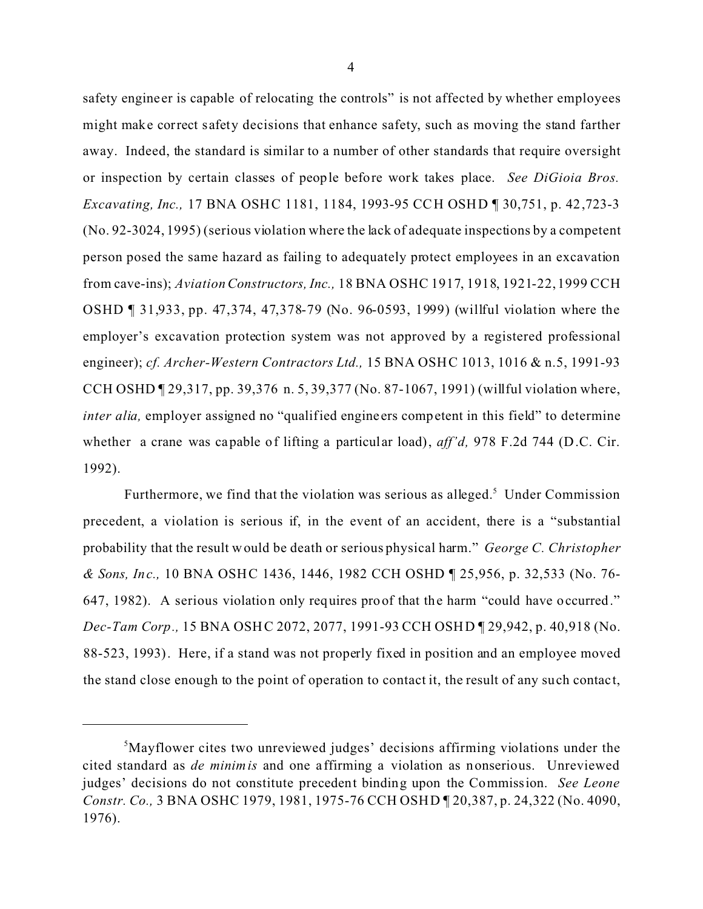safety engineer is capable of relocating the controls" is not affected by whether employees might make correct safety decisions that enhance safety, such as moving the stand farther away. Indeed, the standard is similar to a number of other standards that require oversight or inspection by certain classes of people before work takes place. *See DiGioia Bros. Excavating, Inc.,* 17 BNA OSHC 1181, 1184, 1993-95 CCH OSHD ¶ 30,751, p. 42,723-3 (No. 92-3024, 1995) (serious violation where the lack of adequate inspections by a competent person posed the same hazard as failing to adequately protect employees in an excavation from cave-ins); *Aviation Constructors, Inc.,* 18 BNA OSHC 1917, 1918, 1921-22, 1999 CCH OSHD ¶ 31,933, pp. 47,374, 47,378-79 (No. 96-0593, 1999) (willful violation where the employer's excavation protection system was not approved by a registered professional engineer); *cf. Archer-Western Contractors Ltd.,* 15 BNA OSHC 1013, 1016 & n.5, 1991-93 CCH OSHD ¶ 29,317, pp. 39,376 n. 5, 39,377 (No. 87-1067, 1991) (willful violation where, *inter alia,* employer assigned no "qualified engineers competent in this field" to determine whether a crane was capable of lifting a particular load), *aff'd,* 978 F.2d 744 (D.C. Cir. 1992).

Furthermore, we find that the violation was serious as alleged.[5] Under Commission precedent, a violation is serious if, in the event of an accident, there is a "substantial probability that the result would be death or serious physical harm." *George C. Christopher & Sons, Inc.,* 10 BNA OSHC 1436, 1446, 1982 CCH OSHD ¶ 25,956, p. 32,533 (No. 76-647, 1982). A serious violation only requires proof that the harm "could have occurred." *Dec-Tam Corp.,* 15 BNA OSHC 2072, 2077, 1991-93 CCH OSHD ¶ 29,942, p. 40,918 (No. 88-523, 1993). Here, if a stand was not properly fixed in position and an employee moved the stand close enough to the point of operation to contact it, the result of any such contact,

---

[5] Mayflower cites two unreviewed judges' decisions affirming violations under the cited standard as *de minimis* and one affirming a violation as nonserious. Unreviewed judges' decisions do not constitute precedent binding upon the Commission. *See Leone Constr. Co.,* 3 BNA OSHC 1979, 1981, 1975-76 CCH OSHD ¶ 20,387, p. 24,322 (No. 4090, 1976).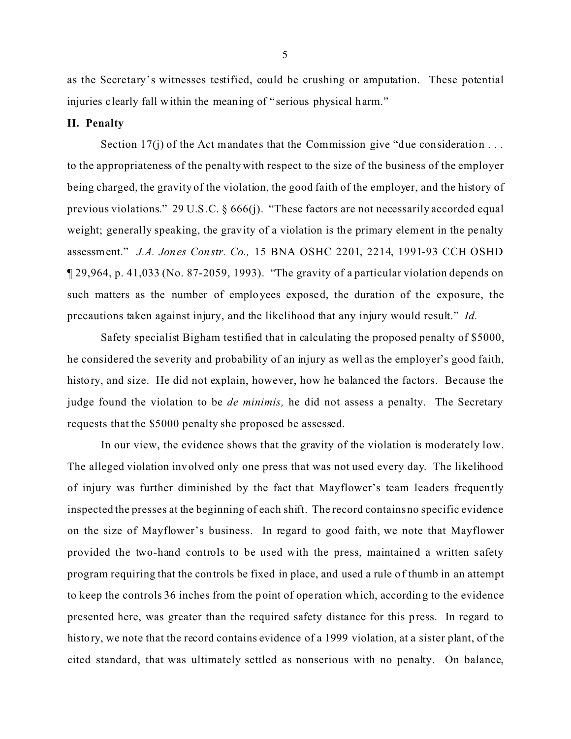as the Secretary's witnesses testified, could be crushing or amputation. These potential injuries clearly fall within the meaning of "serious physical harm."

## II. Penalty

Section 17(j) of the Act mandates that the Commission give "due consideration . . . to the appropriateness of the penalty with respect to the size of the business of the employer being charged, the gravity of the violation, the good faith of the employer, and the history of previous violations." 29 U.S.C. § 666(j). "These factors are not necessarily accorded equal weight; generally speaking, the gravity of a violation is the primary element in the penalty assessment." *J.A. Jones Constr. Co.,* 15 BNA OSHC 2201, 2214, 1991-93 CCH OSHD ¶ 29,964, p. 41,033 (No. 87-2059, 1993). "The gravity of a particular violation depends on such matters as the number of employees exposed, the duration of the exposure, the precautions taken against injury, and the likelihood that any injury would result." *Id.*

Safety specialist Bigham testified that in calculating the proposed penalty of $5000, he considered the severity and probability of an injury as well as the employer's good faith, history, and size. He did not explain, however, how he balanced the factors. Because the judge found the violation to be *de minimis,* he did not assess a penalty. The Secretary requests that the $5000 penalty she proposed be assessed.

In our view, the evidence shows that the gravity of the violation is moderately low. The alleged violation involved only one press that was not used every day. The likelihood of injury was further diminished by the fact that Mayflower's team leaders frequently inspected the presses at the beginning of each shift. The record contains no specific evidence on the size of Mayflower's business. In regard to good faith, we note that Mayflower provided the two-hand controls to be used with the press, maintained a written safety program requiring that the controls be fixed in place, and used a rule of thumb in an attempt to keep the controls 36 inches from the point of operation which, according to the evidence presented here, was greater than the required safety distance for this press. In regard to history, we note that the record contains evidence of a 1999 violation, at a sister plant, of the cited standard, that was ultimately settled as nonserious with no penalty. On balance,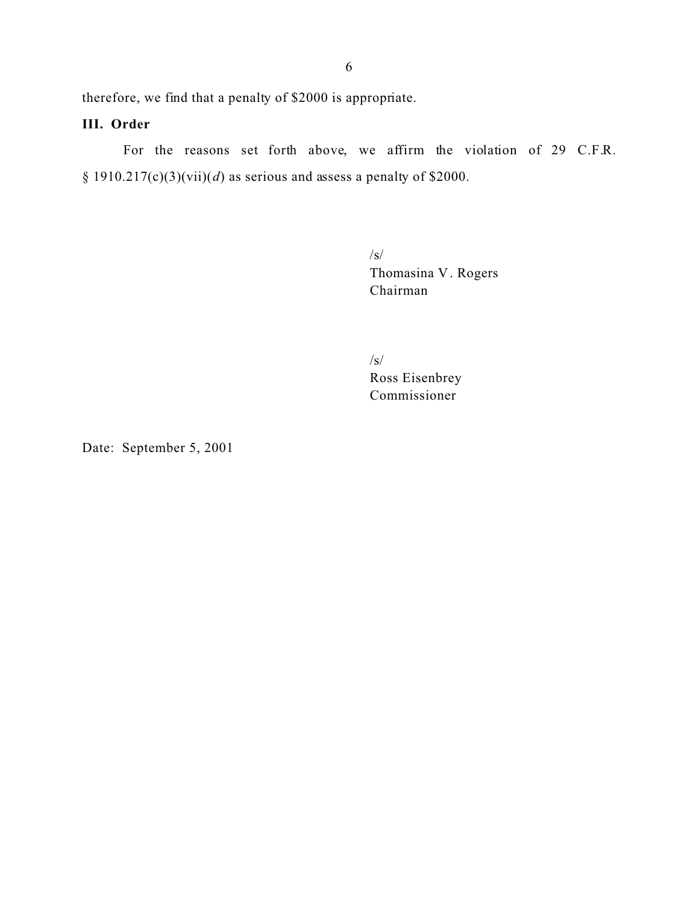therefore, we find that a penalty of $2000 is appropriate.

### III. Order

For the reasons set forth above, we affirm the violation of 29 C.F.R. § 1910.217(c)(3)(vii)(*d*) as serious and assess a penalty of $2000.

/s/
Thomasina V. Rogers
Chairman

/s/
Ross Eisenbrey
Commissioner

Date: September 5, 2001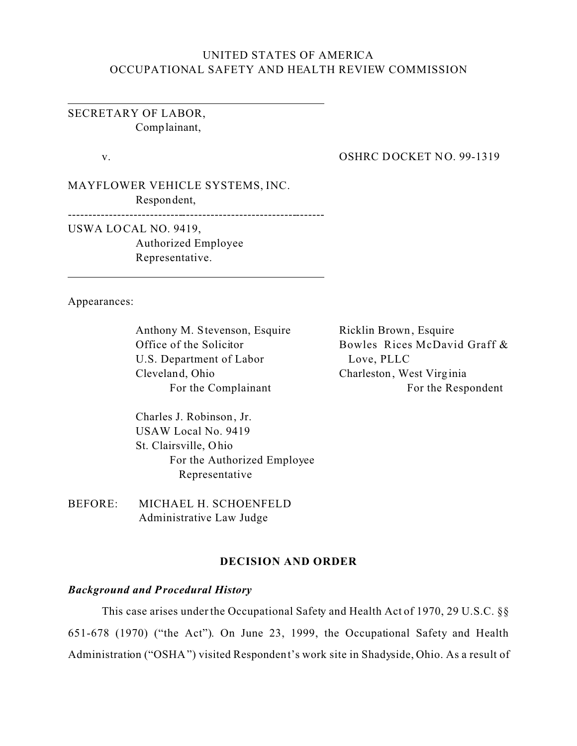UNITED STATES OF AMERICA
OCCUPATIONAL SAFETY AND HEALTH REVIEW COMMISSION

SECRETARY OF LABOR,
Complainant,

v.

OSHRC DOCKET NO. 99-1319

MAYFLOWER VEHICLE SYSTEMS, INC.
Respondent,

USWA LOCAL NO. 9419,
Authorized Employee Representative.

Appearances:

Anthony M. Stevenson, Esquire
Office of the Solicitor
U.S. Department of Labor
Cleveland, Ohio
For the Complainant

Ricklin Brown, Esquire
Bowles Rices McDavid Graff & Love, PLLC
Charleston, West Virginia
For the Respondent

Charles J. Robinson, Jr.
USAW Local No. 9419
St. Clairsville, Ohio
For the Authorized Employee Representative

BEFORE: MICHAEL H. SCHOENFELD
Administrative Law Judge

## DECISION AND ORDER

### *Background and Procedural History*

This case arises under the Occupational Safety and Health Act of 1970, 29 U.S.C. §§ 651-678 (1970) ("the Act"). On June 23, 1999, the Occupational Safety and Health Administration ("OSHA") visited Respondent's work site in Shadyside, Ohio. As a result of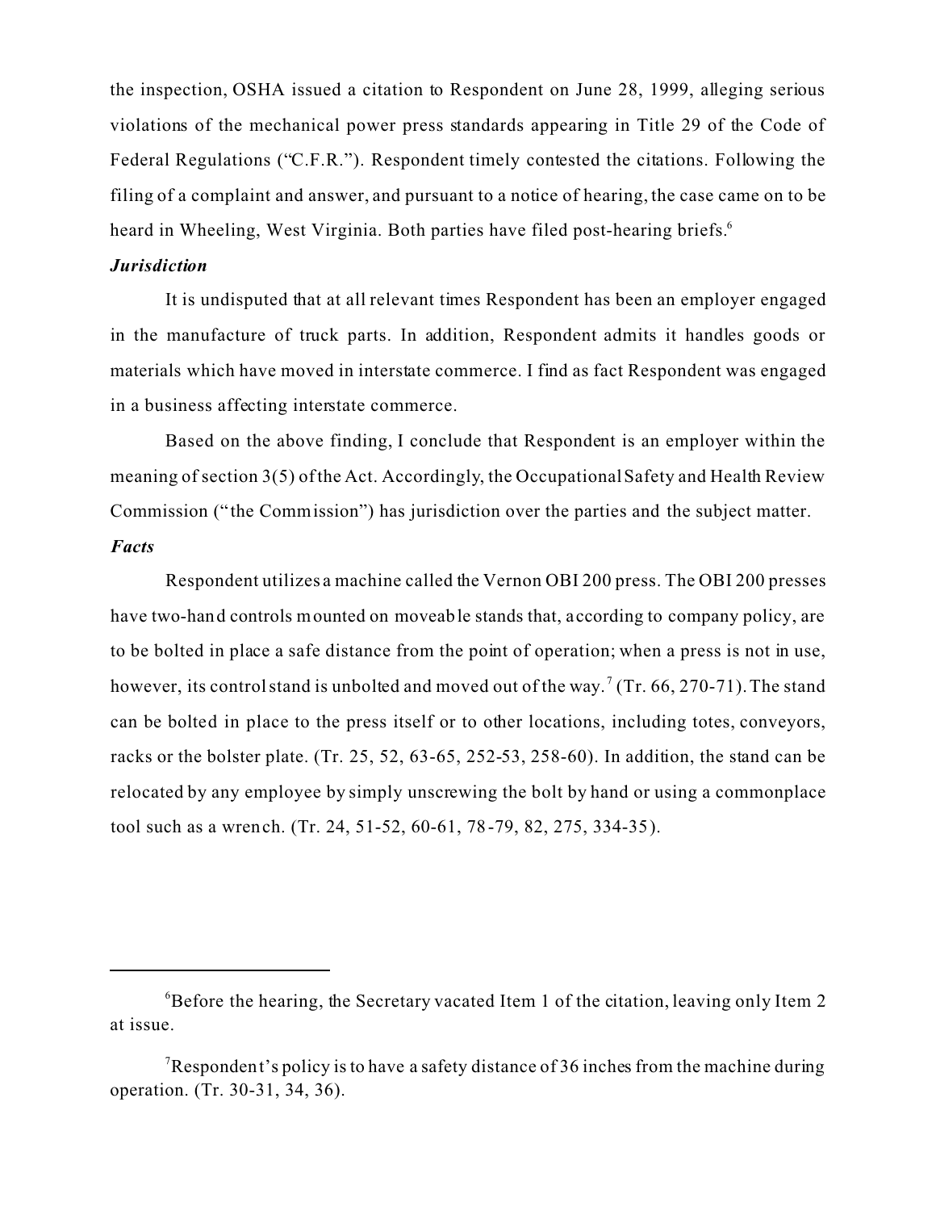the inspection, OSHA issued a citation to Respondent on June 28, 1999, alleging serious violations of the mechanical power press standards appearing in Title 29 of the Code of Federal Regulations ("C.F.R."). Respondent timely contested the citations. Following the filing of a complaint and answer, and pursuant to a notice of hearing, the case came on to be heard in Wheeling, West Virginia. Both parties have filed post-hearing briefs.[6]

***Jurisdiction***

It is undisputed that at all relevant times Respondent has been an employer engaged in the manufacture of truck parts. In addition, Respondent admits it handles goods or materials which have moved in interstate commerce. I find as fact Respondent was engaged in a business affecting interstate commerce.

Based on the above finding, I conclude that Respondent is an employer within the meaning of section 3(5) of the Act. Accordingly, the Occupational Safety and Health Review Commission ("the Commission") has jurisdiction over the parties and the subject matter.

***Facts***

Respondent utilizes a machine called the Vernon OBI 200 press. The OBI 200 presses have two-hand controls mounted on moveable stands that, according to company policy, are to be bolted in place a safe distance from the point of operation; when a press is not in use, however, its control stand is unbolted and moved out of the way.[7] (Tr. 66, 270-71). The stand can be bolted in place to the press itself or to other locations, including totes, conveyors, racks or the bolster plate. (Tr. 25, 52, 63-65, 252-53, 258-60). In addition, the stand can be relocated by any employee by simply unscrewing the bolt by hand or using a commonplace tool such as a wrench. (Tr. 24, 51-52, 60-61, 78-79, 82, 275, 334-35).

---

[6]Before the hearing, the Secretary vacated Item 1 of the citation, leaving only Item 2 at issue.

[7]Respondent's policy is to have a safety distance of 36 inches from the machine during operation. (Tr. 30-31, 34, 36).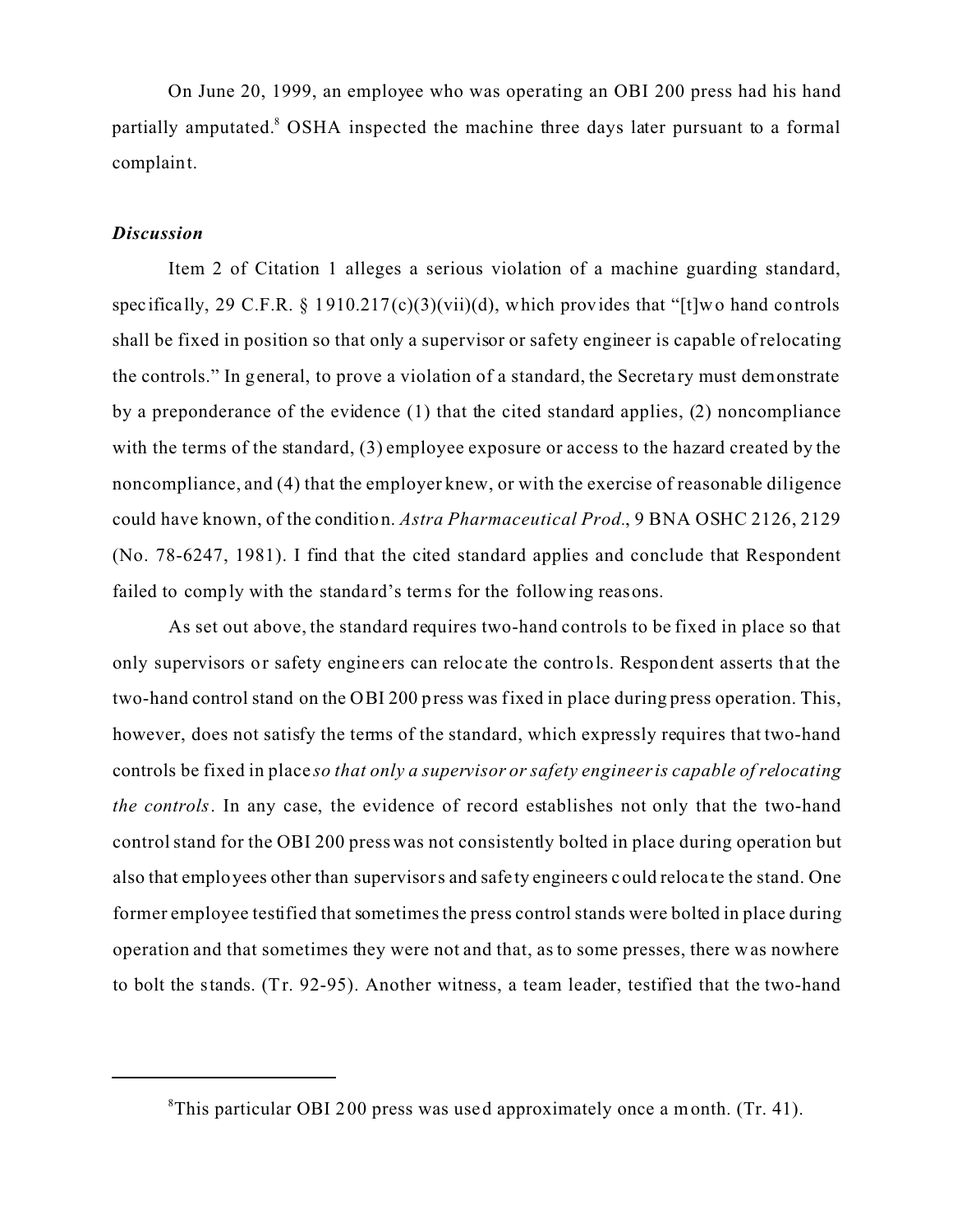On June 20, 1999, an employee who was operating an OBI 200 press had his hand partially amputated.[8] OSHA inspected the machine three days later pursuant to a formal complaint.

***Discussion***

Item 2 of Citation 1 alleges a serious violation of a machine guarding standard, specifically, 29 C.F.R. § 1910.217(c)(3)(vii)(d), which provides that "[t]wo hand controls shall be fixed in position so that only a supervisor or safety engineer is capable of relocating the controls." In general, to prove a violation of a standard, the Secretary must demonstrate by a preponderance of the evidence (1) that the cited standard applies, (2) noncompliance with the terms of the standard, (3) employee exposure or access to the hazard created by the noncompliance, and (4) that the employer knew, or with the exercise of reasonable diligence could have known, of the condition. *Astra Pharmaceutical Prod*., 9 BNA OSHC 2126, 2129 (No. 78-6247, 1981). I find that the cited standard applies and conclude that Respondent failed to comply with the standard's terms for the following reasons.

As set out above, the standard requires two-hand controls to be fixed in place so that only supervisors or safety engineers can relocate the controls. Respondent asserts that the two-hand control stand on the OBI 200 press was fixed in place during press operation. This, however, does not satisfy the terms of the standard, which expressly requires that two-hand controls be fixed in place *so that only a supervisor or safety engineer is capable of relocating the controls*. In any case, the evidence of record establishes not only that the two-hand control stand for the OBI 200 press was not consistently bolted in place during operation but also that employees other than supervisors and safety engineers could relocate the stand. One former employee testified that sometimes the press control stands were bolted in place during operation and that sometimes they were not and that, as to some presses, there was nowhere to bolt the stands. (Tr. 92-95). Another witness, a team leader, testified that the two-hand

---

[8] This particular OBI 200 press was used approximately once a month. (Tr. 41).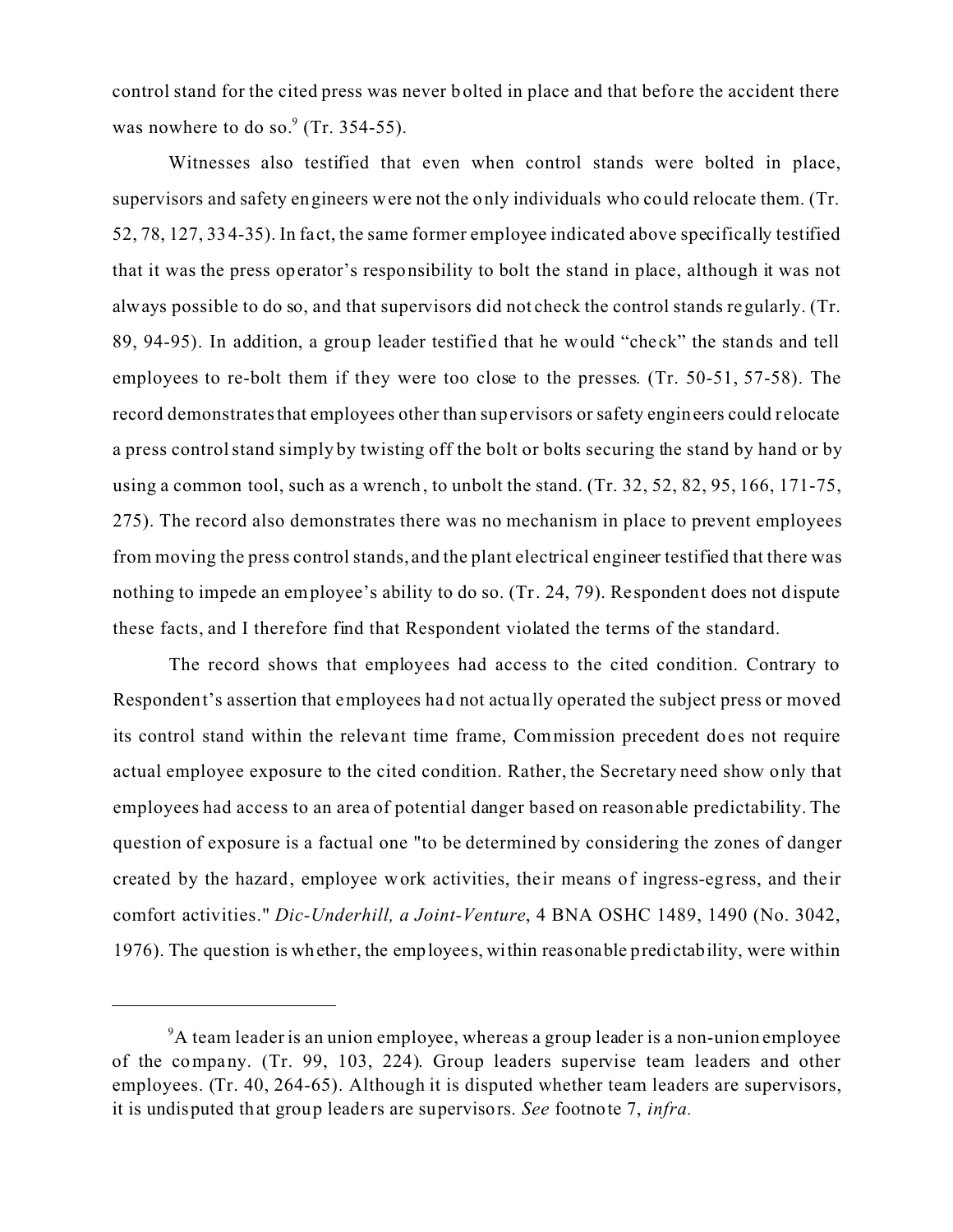control stand for the cited press was never bolted in place and that before the accident there was nowhere to do so.[9] (Tr. 354-55).

Witnesses also testified that even when control stands were bolted in place, supervisors and safety engineers were not the only individuals who could relocate them. (Tr. 52, 78, 127, 334-35). In fact, the same former employee indicated above specifically testified that it was the press operator's responsibility to bolt the stand in place, although it was not always possible to do so, and that supervisors did not check the control stands regularly. (Tr. 89, 94-95). In addition, a group leader testified that he would "check" the stands and tell employees to re-bolt them if they were too close to the presses. (Tr. 50-51, 57-58). The record demonstrates that employees other than supervisors or safety engineers could relocate a press control stand simply by twisting off the bolt or bolts securing the stand by hand or by using a common tool, such as a wrench, to unbolt the stand. (Tr. 32, 52, 82, 95, 166, 171-75, 275). The record also demonstrates there was no mechanism in place to prevent employees from moving the press control stands, and the plant electrical engineer testified that there was nothing to impede an employee's ability to do so. (Tr. 24, 79). Respondent does not dispute these facts, and I therefore find that Respondent violated the terms of the standard.

The record shows that employees had access to the cited condition. Contrary to Respondent's assertion that employees had not actually operated the subject press or moved its control stand within the relevant time frame, Commission precedent does not require actual employee exposure to the cited condition. Rather, the Secretary need show only that employees had access to an area of potential danger based on reasonable predictability. The question of exposure is a factual one "to be determined by considering the zones of danger created by the hazard, employee work activities, their means of ingress-egress, and their comfort activities." *Dic-Underhill, a Joint-Venture*, 4 BNA OSHC 1489, 1490 (No. 3042, 1976). The question is whether, the employees, within reasonable predictability, were within

---

[9]A team leader is an union employee, whereas a group leader is a non-union employee of the company. (Tr. 99, 103, 224). Group leaders supervise team leaders and other employees. (Tr. 40, 264-65). Although it is disputed whether team leaders are supervisors, it is undisputed that group leaders are supervisors. *See* footnote 7, *infra.*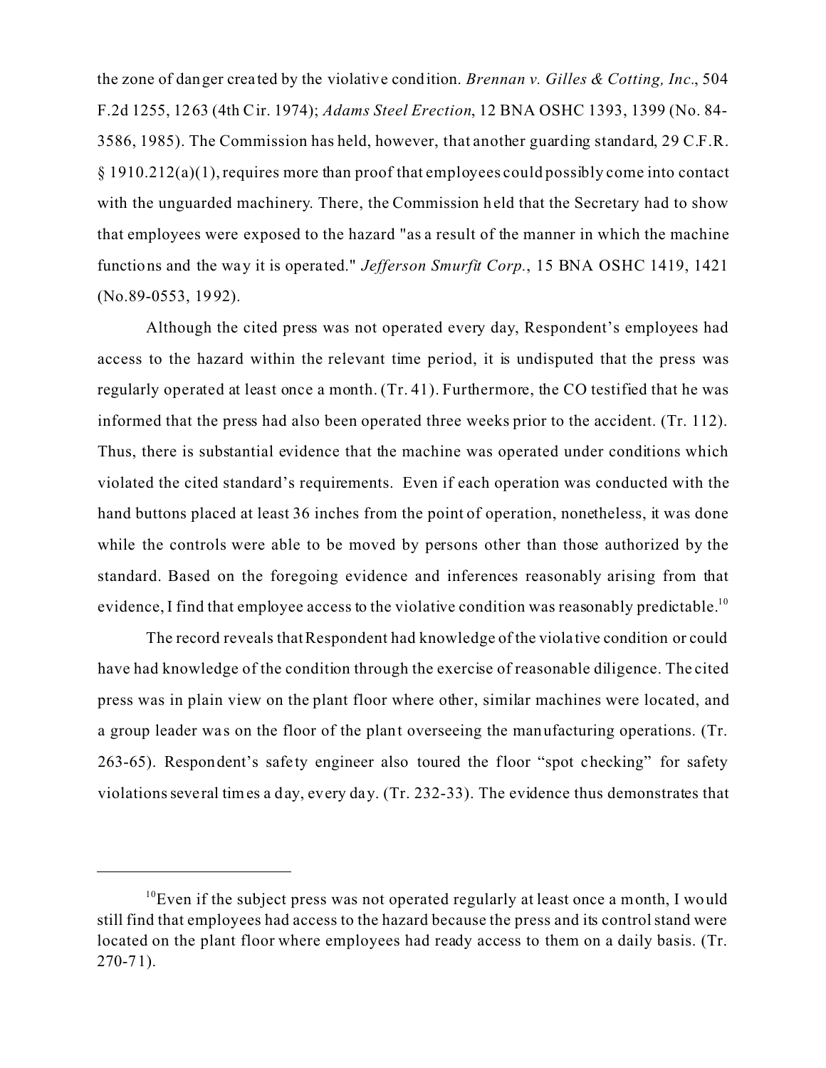the zone of danger created by the violative condition. *Brennan v. Gilles & Cotting, Inc*., 504 F.2d 1255, 1263 (4th Cir. 1974); *Adams Steel Erection*, 12 BNA OSHC 1393, 1399 (No. 84-3586, 1985). The Commission has held, however, that another guarding standard, 29 C.F.R. § 1910.212(a)(1), requires more than proof that employees could possibly come into contact with the unguarded machinery. There, the Commission held that the Secretary had to show that employees were exposed to the hazard "as a result of the manner in which the machine functions and the way it is operated." *Jefferson Smurfit Corp*., 15 BNA OSHC 1419, 1421 (No.89-0553, 1992).

Although the cited press was not operated every day, Respondent's employees had access to the hazard within the relevant time period, it is undisputed that the press was regularly operated at least once a month. (Tr. 41). Furthermore, the CO testified that he was informed that the press had also been operated three weeks prior to the accident. (Tr. 112). Thus, there is substantial evidence that the machine was operated under conditions which violated the cited standard's requirements. Even if each operation was conducted with the hand buttons placed at least 36 inches from the point of operation, nonetheless, it was done while the controls were able to be moved by persons other than those authorized by the standard. Based on the foregoing evidence and inferences reasonably arising from that evidence, I find that employee access to the violative condition was reasonably predictable.[10]

The record reveals that Respondent had knowledge of the violative condition or could have had knowledge of the condition through the exercise of reasonable diligence. The cited press was in plain view on the plant floor where other, similar machines were located, and a group leader was on the floor of the plant overseeing the manufacturing operations. (Tr. 263-65). Respondent's safety engineer also toured the floor "spot checking" for safety violations several times a day, every day. (Tr. 232-33). The evidence thus demonstrates that

---

[10] Even if the subject press was not operated regularly at least once a month, I would still find that employees had access to the hazard because the press and its control stand were located on the plant floor where employees had ready access to them on a daily basis. (Tr. 270-71).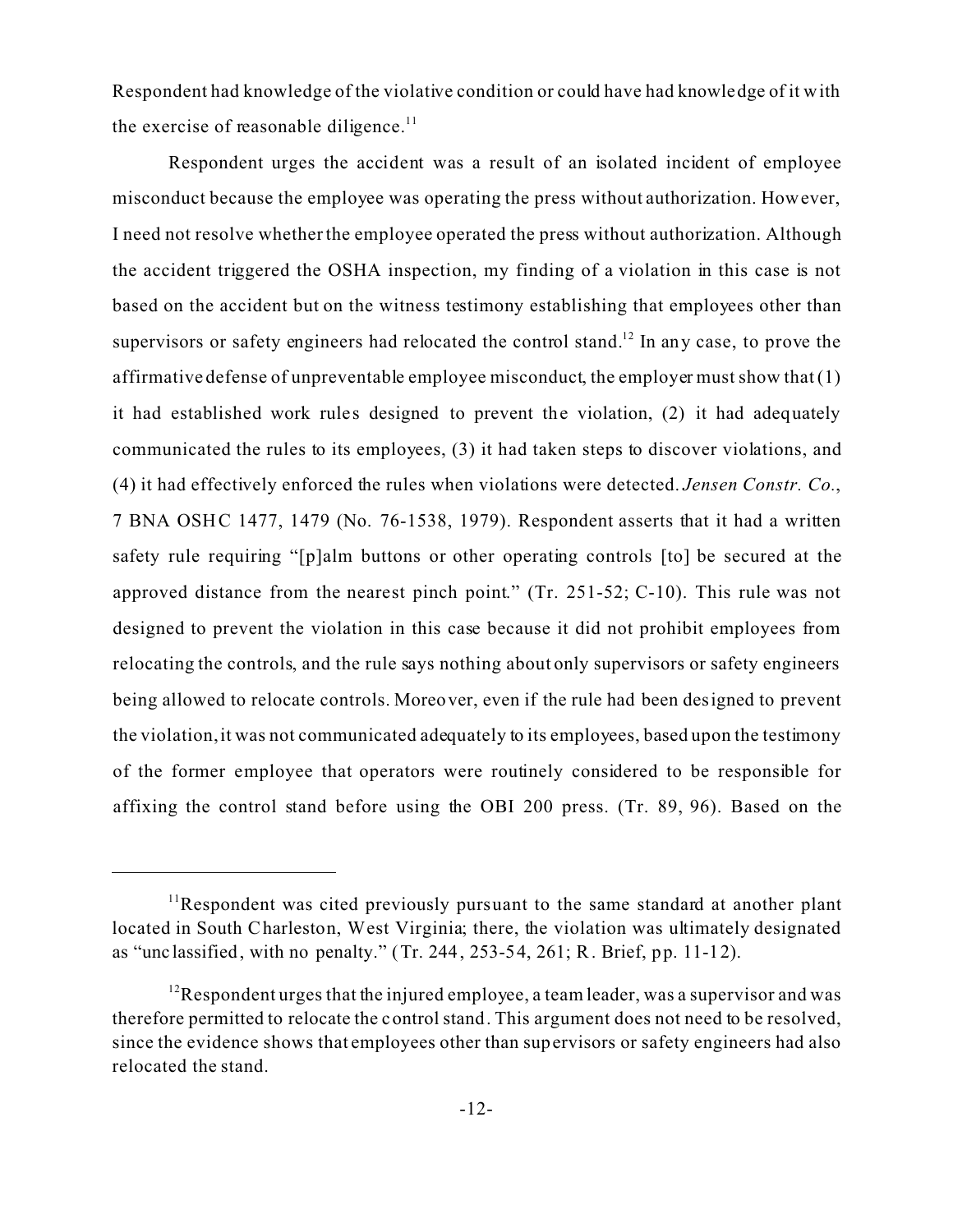Respondent had knowledge of the violative condition or could have had knowledge of it with the exercise of reasonable diligence.[11]

Respondent urges the accident was a result of an isolated incident of employee misconduct because the employee was operating the press without authorization. However, I need not resolve whether the employee operated the press without authorization. Although the accident triggered the OSHA inspection, my finding of a violation in this case is not based on the accident but on the witness testimony establishing that employees other than supervisors or safety engineers had relocated the control stand.[12] In any case, to prove the affirmative defense of unpreventable employee misconduct, the employer must show that (1) it had established work rules designed to prevent the violation, (2) it had adequately communicated the rules to its employees, (3) it had taken steps to discover violations, and (4) it had effectively enforced the rules when violations were detected. *Jensen Constr. Co.*, 7 BNA OSHC 1477, 1479 (No. 76-1538, 1979). Respondent asserts that it had a written safety rule requiring "[p]alm buttons or other operating controls [to] be secured at the approved distance from the nearest pinch point." (Tr. 251-52; C-10). This rule was not designed to prevent the violation in this case because it did not prohibit employees from relocating the controls, and the rule says nothing about only supervisors or safety engineers being allowed to relocate controls. Moreover, even if the rule had been designed to prevent the violation, it was not communicated adequately to its employees, based upon the testimony of the former employee that operators were routinely considered to be responsible for affixing the control stand before using the OBI 200 press. (Tr. 89, 96). Based on the

---

[11] Respondent was cited previously pursuant to the same standard at another plant located in South Charleston, West Virginia; there, the violation was ultimately designated as "unclassified, with no penalty." (Tr. 244, 253-54, 261; R. Brief, pp. 11-12).

[12] Respondent urges that the injured employee, a team leader, was a supervisor and was therefore permitted to relocate the control stand. This argument does not need to be resolved, since the evidence shows that employees other than supervisors or safety engineers had also relocated the stand.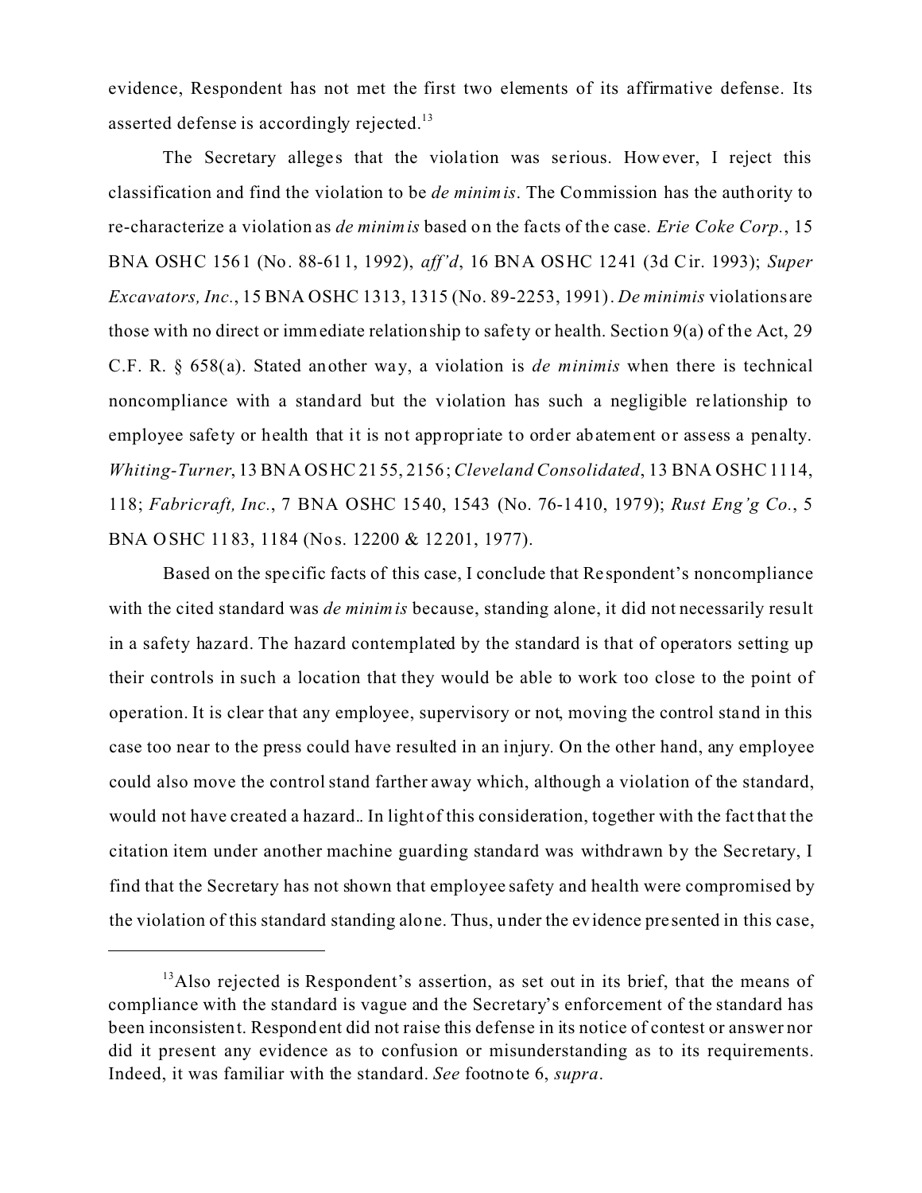evidence, Respondent has not met the first two elements of its affirmative defense. Its asserted defense is accordingly rejected.[13]

The Secretary alleges that the violation was serious. However, I reject this classification and find the violation to be *de minimis*. The Commission has the authority to re-characterize a violation as *de minimis* based on the facts of the case. *Erie Coke Corp.*, 15 BNA OSHC 1561 (No. 88-611, 1992), *aff'd*, 16 BNA OSHC 1241 (3d Cir. 1993); *Super Excavators, Inc.*, 15 BNA OSHC 1313, 1315 (No. 89-2253, 1991). *De minimis* violations are those with no direct or immediate relationship to safety or health. Section 9(a) of the Act, 29 C.F. R. § 658(a). Stated another way, a violation is *de minimis* when there is technical noncompliance with a standard but the violation has such a negligible relationship to employee safety or health that it is not appropriate to order abatement or assess a penalty. *Whiting-Turner*, 13 BNA OSHC 2155, 2156; *Cleveland Consolidated*, 13 BNA OSHC 1114, 118; *Fabricraft, Inc.*, 7 BNA OSHC 1540, 1543 (No. 76-1410, 1979); *Rust Eng'g Co.*, 5 BNA OSHC 1183, 1184 (Nos. 12200 & 12201, 1977).

Based on the specific facts of this case, I conclude that Respondent's noncompliance with the cited standard was *de minimis* because, standing alone, it did not necessarily result in a safety hazard. The hazard contemplated by the standard is that of operators setting up their controls in such a location that they would be able to work too close to the point of operation. It is clear that any employee, supervisory or not, moving the control stand in this case too near to the press could have resulted in an injury. On the other hand, any employee could also move the control stand farther away which, although a violation of the standard, would not have created a hazard.. In light of this consideration, together with the fact that the citation item under another machine guarding standard was withdrawn by the Secretary, I find that the Secretary has not shown that employee safety and health were compromised by the violation of this standard standing alone. Thus, under the evidence presented in this case,

---

[13] Also rejected is Respondent's assertion, as set out in its brief, that the means of compliance with the standard is vague and the Secretary's enforcement of the standard has been inconsistent. Respondent did not raise this defense in its notice of contest or answer nor did it present any evidence as to confusion or misunderstanding as to its requirements. Indeed, it was familiar with the standard. *See* footnote 6, *supra*.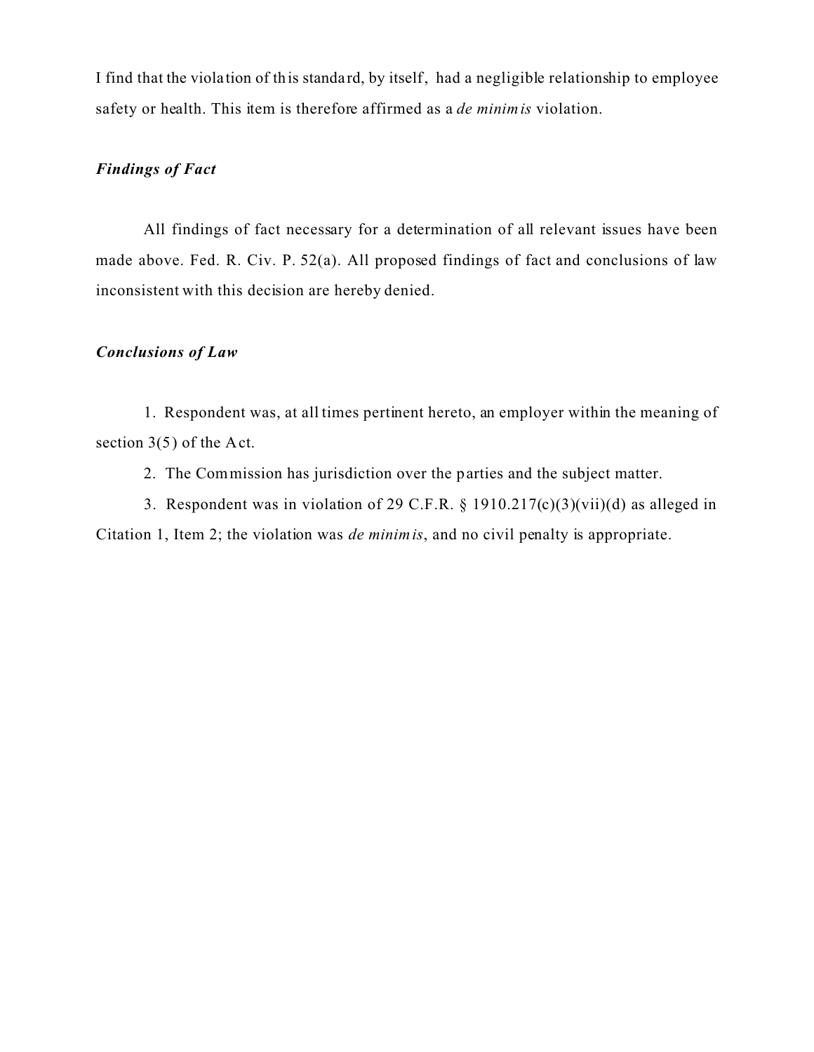I find that the violation of this standard, by itself, had a negligible relationship to employee safety or health. This item is therefore affirmed as a *de minimis* violation.

### *Findings of Fact*

All findings of fact necessary for a determination of all relevant issues have been made above. Fed. R. Civ. P. 52(a). All proposed findings of fact and conclusions of law inconsistent with this decision are hereby denied.

### *Conclusions of Law*

1. Respondent was, at all times pertinent hereto, an employer within the meaning of section 3(5) of the Act.

2. The Commission has jurisdiction over the parties and the subject matter.

3. Respondent was in violation of 29 C.F.R. § 1910.217(c)(3)(vii)(d) as alleged in Citation 1, Item 2; the violation was *de minimis*, and no civil penalty is appropriate.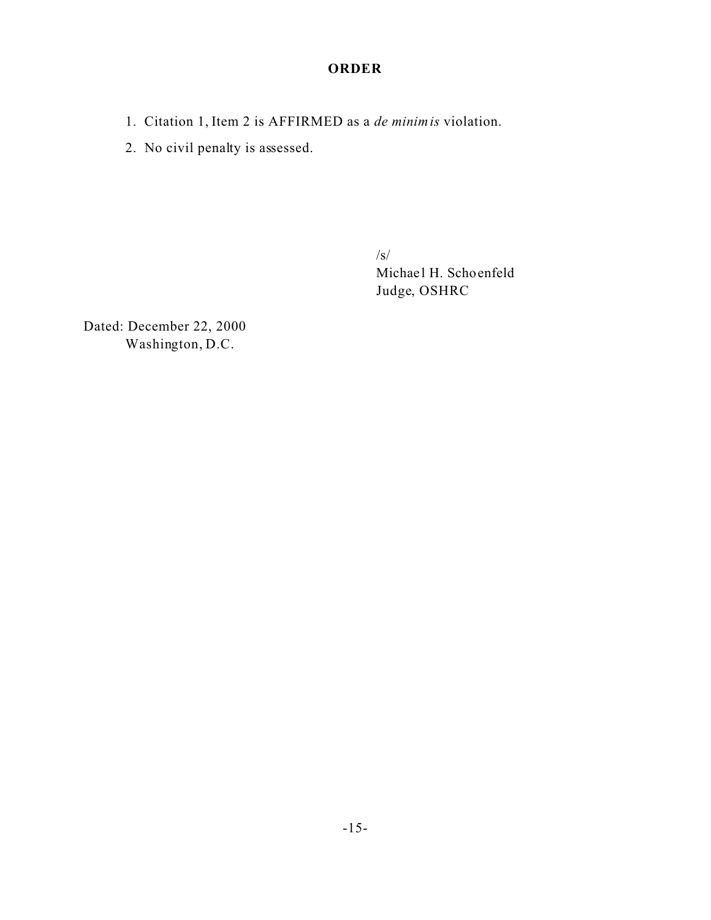## ORDER

1. Citation 1, Item 2 is AFFIRMED as a *de minimis* violation.
2. No civil penalty is assessed.

/s/
Michael H. Schoenfeld
Judge, OSHRC

Dated: December 22, 2000
Washington, D.C.